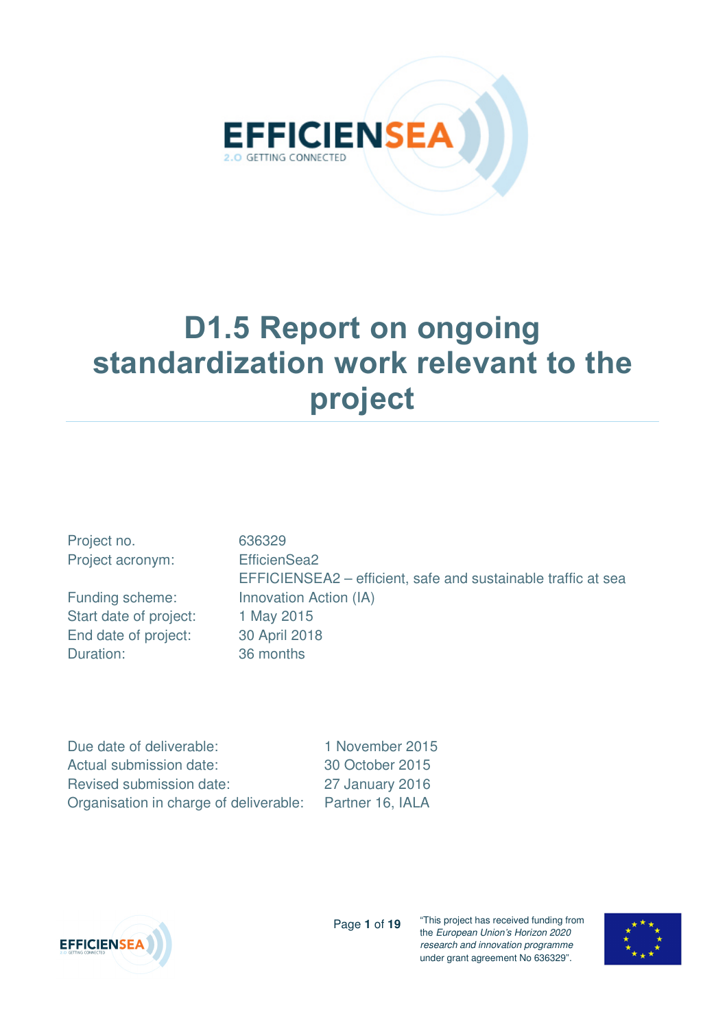# D1.5 Report on ongoing standardization work relevant to the project

| | |
|---|---|
| Project no. | 636329 |
| Project acronym: | EfficienSea2 |
| | EFFICIENSEA2 – efficient, safe and sustainable traffic at sea |
| Funding scheme: | Innovation Action (IA) |
| Start date of project: | 1 May 2015 |
| End date of project: | 30 April 2018 |
| Duration: | 36 months |

| | |
|---|---|
| Due date of deliverable: | 1 November 2015 |
| Actual submission date: | 30 October 2015 |
| Revised submission date: | 27 January 2016 |
| Organisation in charge of deliverable: | Partner 16, IALA |

"This project has received funding from the *European Union's Horizon 2020 research and innovation programme* under grant agreement No 636329".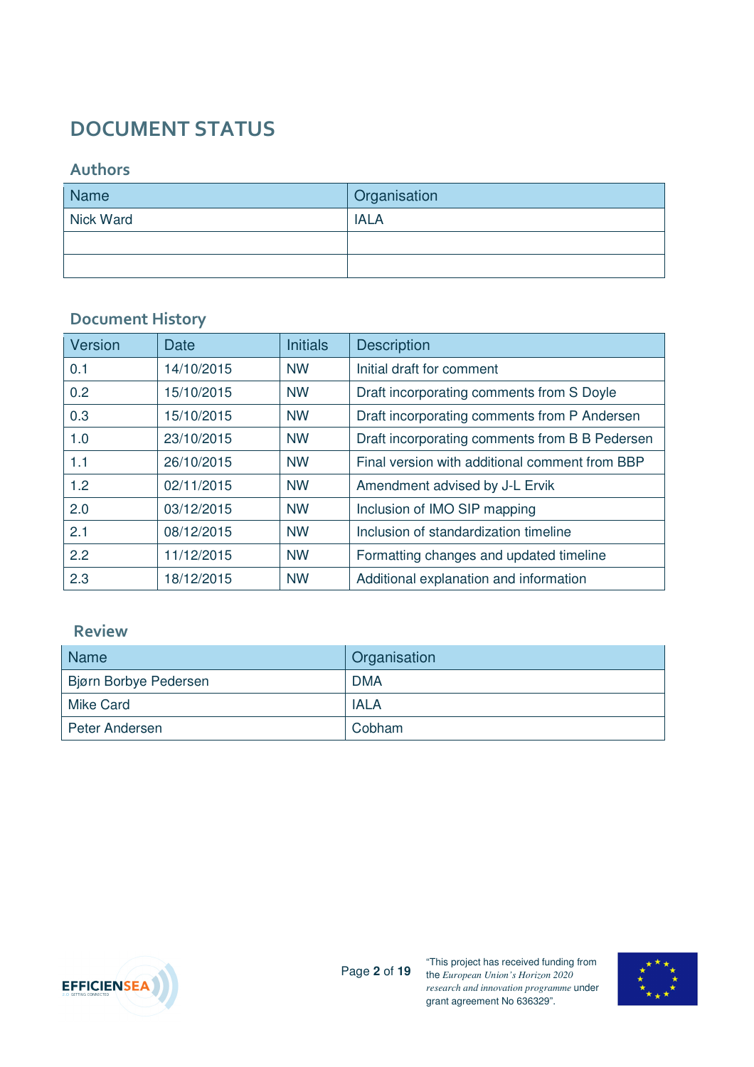# DOCUMENT STATUS

## Authors

| Name | Organisation |
|---|---|
| Nick Ward | IALA |
| | |
| | |

## Document History

| Version | Date | Initials | Description |
|---|---|---|---|
| 0.1 | 14/10/2015 | NW | Initial draft for comment |
| 0.2 | 15/10/2015 | NW | Draft incorporating comments from S Doyle |
| 0.3 | 15/10/2015 | NW | Draft incorporating comments from P Andersen |
| 1.0 | 23/10/2015 | NW | Draft incorporating comments from B B Pedersen |
| 1.1 | 26/10/2015 | NW | Final version with additional comment from BBP |
| 1.2 | 02/11/2015 | NW | Amendment advised by J-L Ervik |
| 2.0 | 03/12/2015 | NW | Inclusion of IMO SIP mapping |
| 2.1 | 08/12/2015 | NW | Inclusion of standardization timeline |
| 2.2 | 11/12/2015 | NW | Formatting changes and updated timeline |
| 2.3 | 18/12/2015 | NW | Additional explanation and information |

## Review

| Name | Organisation |
|---|---|
| Bjørn Borbye Pedersen | DMA |
| Mike Card | IALA |
| Peter Andersen | Cobham |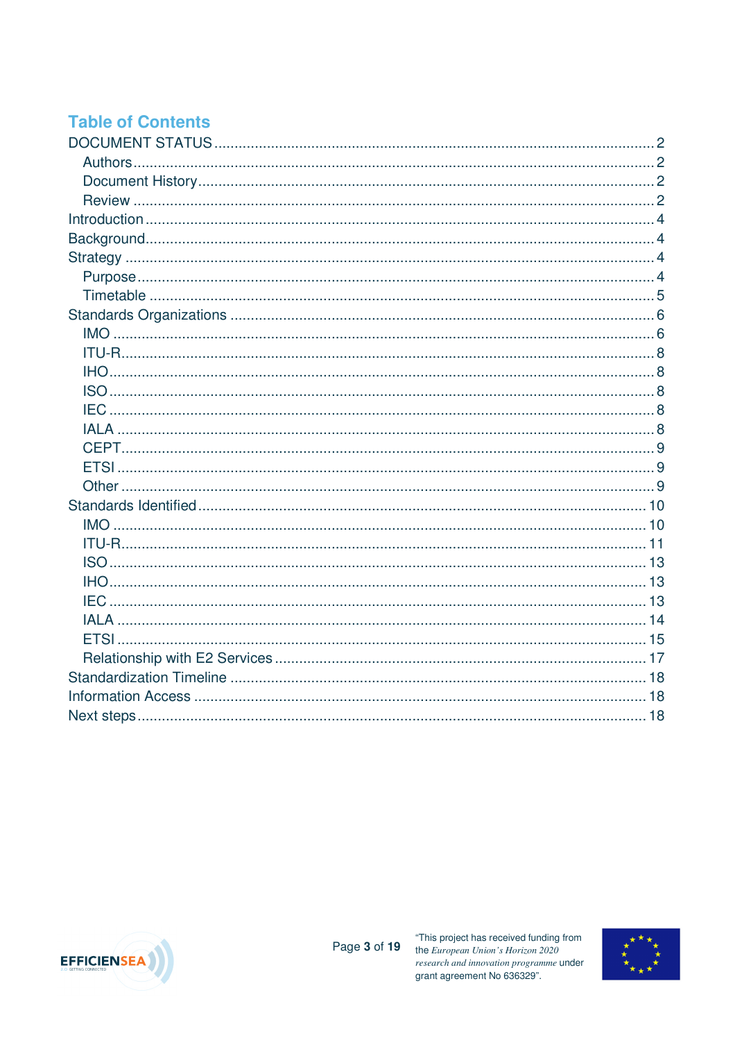## Table of Contents

- DOCUMENT STATUS ... 2
  - Authors ... 2
  - Document History ... 2
  - Review ... 2
- Introduction ... 4
- Background ... 4
- Strategy ... 4
  - Purpose ... 4
  - Timetable ... 5
- Standards Organizations ... 6
  - IMO ... 6
  - ITU-R ... 8
  - IHO ... 8
  - ISO ... 8
  - IEC ... 8
  - IALA ... 8
  - CEPT ... 9
  - ETSI ... 9
  - Other ... 9
- Standards Identified ... 10
  - IMO ... 10
  - ITU-R ... 11
  - ISO ... 13
  - IHO ... 13
  - IEC ... 13
  - IALA ... 14
  - ETSI ... 15
  - Relationship with E2 Services ... 17
- Standardization Timeline ... 18
- Information Access ... 18
- Next steps ... 18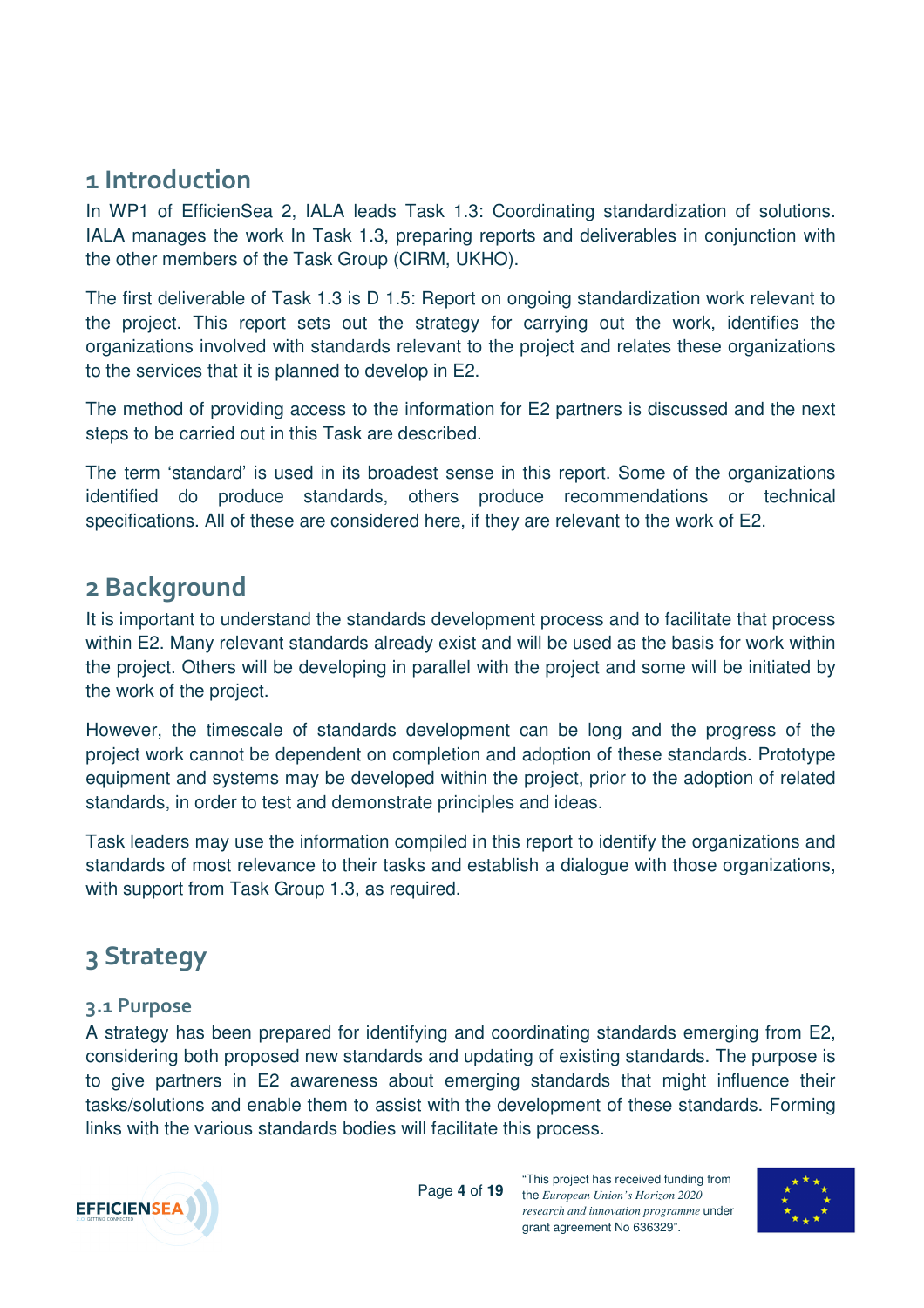# 1 Introduction

In WP1 of EfficienSea 2, IALA leads Task 1.3: Coordinating standardization of solutions. IALA manages the work In Task 1.3, preparing reports and deliverables in conjunction with the other members of the Task Group (CIRM, UKHO).

The first deliverable of Task 1.3 is D 1.5: Report on ongoing standardization work relevant to the project. This report sets out the strategy for carrying out the work, identifies the organizations involved with standards relevant to the project and relates these organizations to the services that it is planned to develop in E2.

The method of providing access to the information for E2 partners is discussed and the next steps to be carried out in this Task are described.

The term 'standard' is used in its broadest sense in this report. Some of the organizations identified do produce standards, others produce recommendations or technical specifications. All of these are considered here, if they are relevant to the work of E2.

# 2 Background

It is important to understand the standards development process and to facilitate that process within E2. Many relevant standards already exist and will be used as the basis for work within the project. Others will be developing in parallel with the project and some will be initiated by the work of the project.

However, the timescale of standards development can be long and the progress of the project work cannot be dependent on completion and adoption of these standards. Prototype equipment and systems may be developed within the project, prior to the adoption of related standards, in order to test and demonstrate principles and ideas.

Task leaders may use the information compiled in this report to identify the organizations and standards of most relevance to their tasks and establish a dialogue with those organizations, with support from Task Group 1.3, as required.

# 3 Strategy

## 3.1 Purpose

A strategy has been prepared for identifying and coordinating standards emerging from E2, considering both proposed new standards and updating of existing standards. The purpose is to give partners in E2 awareness about emerging standards that might influence their tasks/solutions and enable them to assist with the development of these standards. Forming links with the various standards bodies will facilitate this process.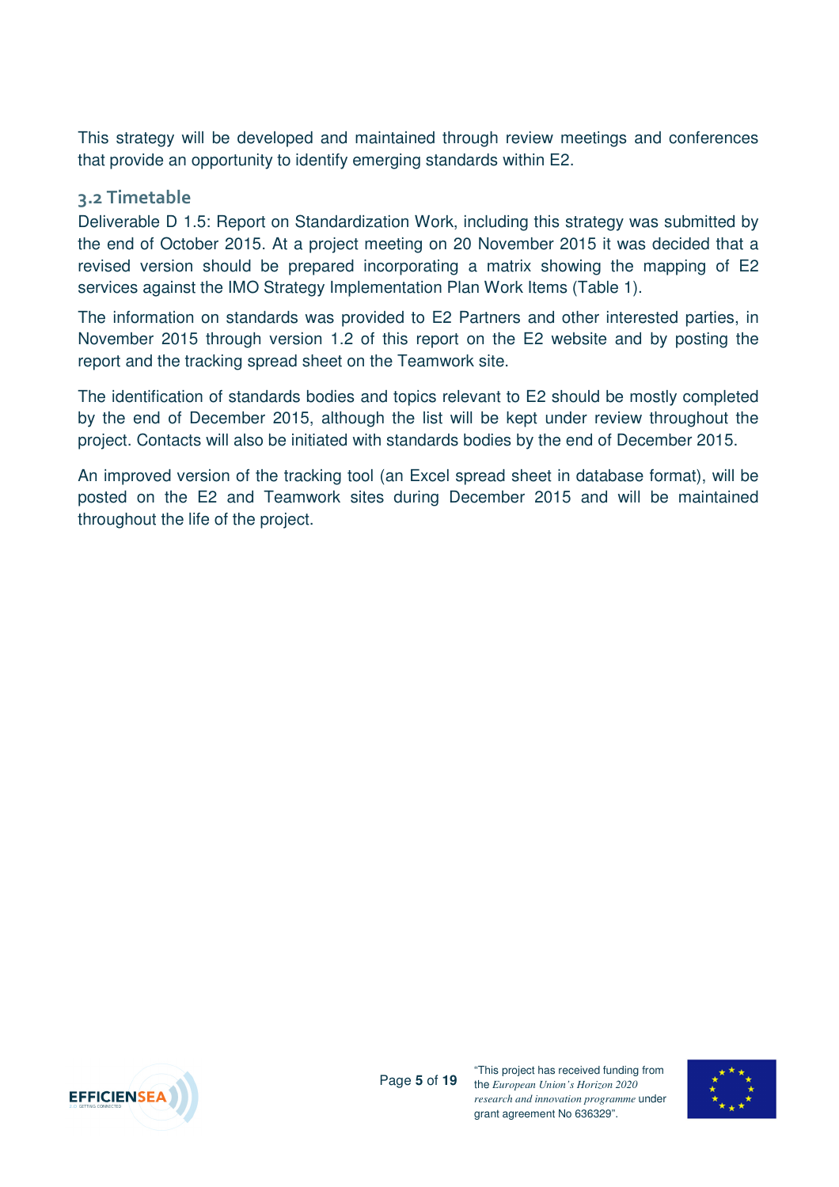This strategy will be developed and maintained through review meetings and conferences that provide an opportunity to identify emerging standards within E2.

## 3.2 Timetable

Deliverable D 1.5: Report on Standardization Work, including this strategy was submitted by the end of October 2015. At a project meeting on 20 November 2015 it was decided that a revised version should be prepared incorporating a matrix showing the mapping of E2 services against the IMO Strategy Implementation Plan Work Items (Table 1).

The information on standards was provided to E2 Partners and other interested parties, in November 2015 through version 1.2 of this report on the E2 website and by posting the report and the tracking spread sheet on the Teamwork site.

The identification of standards bodies and topics relevant to E2 should be mostly completed by the end of December 2015, although the list will be kept under review throughout the project. Contacts will also be initiated with standards bodies by the end of December 2015.

An improved version of the tracking tool (an Excel spread sheet in database format), will be posted on the E2 and Teamwork sites during December 2015 and will be maintained throughout the life of the project.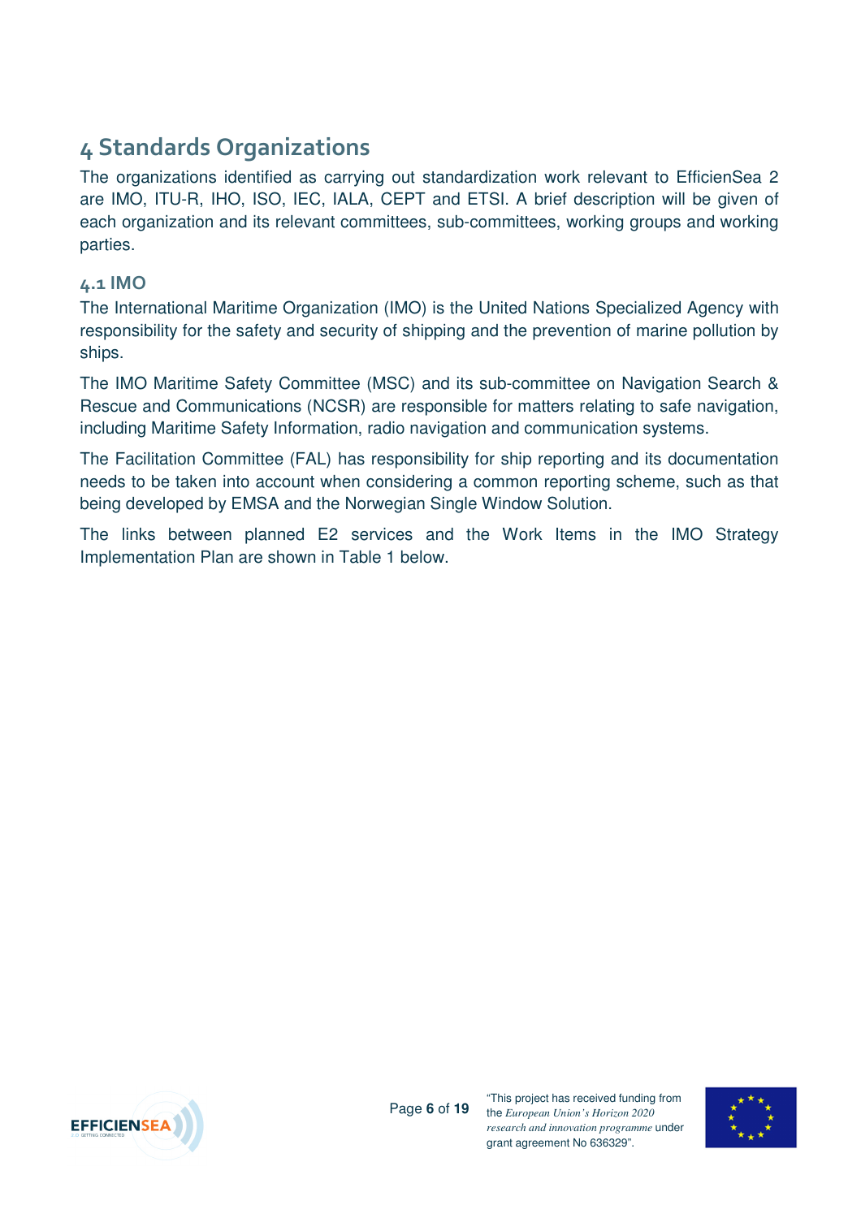# 4 Standards Organizations

The organizations identified as carrying out standardization work relevant to EfficienSea 2 are IMO, ITU-R, IHO, ISO, IEC, IALA, CEPT and ETSI. A brief description will be given of each organization and its relevant committees, sub-committees, working groups and working parties.

## 4.1 IMO

The International Maritime Organization (IMO) is the United Nations Specialized Agency with responsibility for the safety and security of shipping and the prevention of marine pollution by ships.

The IMO Maritime Safety Committee (MSC) and its sub-committee on Navigation Search & Rescue and Communications (NCSR) are responsible for matters relating to safe navigation, including Maritime Safety Information, radio navigation and communication systems.

The Facilitation Committee (FAL) has responsibility for ship reporting and its documentation needs to be taken into account when considering a common reporting scheme, such as that being developed by EMSA and the Norwegian Single Window Solution.

The links between planned E2 services and the Work Items in the IMO Strategy Implementation Plan are shown in Table 1 below.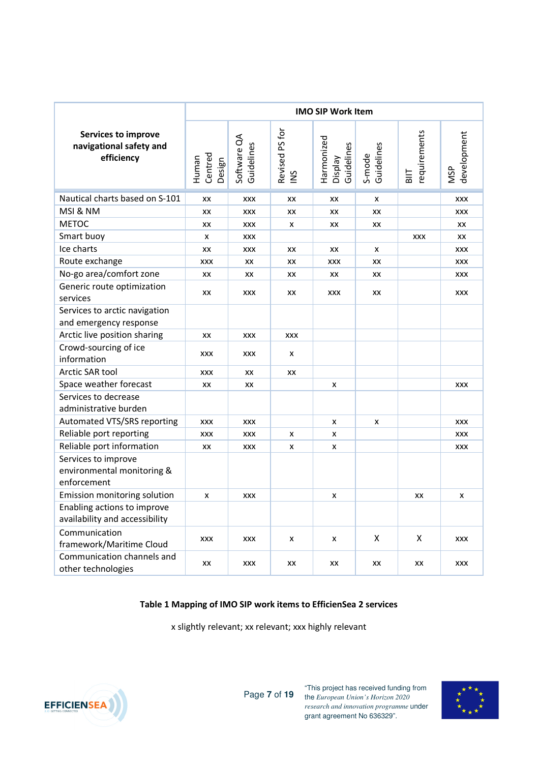| Services to improve navigational safety and efficiency | IMO SIP Work Item | | | | | | |
|---|---|---|---|---|---|---|---|
| | Human Centred Design | Software QA Guidelines | Revised PS for INS | Harmonized Display Guidelines | S-mode Guidelines | BIIT requirements | MSP development |
| Nautical charts based on S-101 | xx | xxx | xx | xx | x | | xxx |
| MSI & NM | xx | xxx | xx | xx | xx | | xxx |
| METOC | xx | xxx | x | xx | xx | | xx |
| Smart buoy | x | xxx | | | | xxx | xx |
| Ice charts | xx | xxx | xx | xx | x | | xxx |
| Route exchange | xxx | xx | xx | xxx | xx | | xxx |
| No-go area/comfort zone | xx | xx | xx | xx | xx | | xxx |
| Generic route optimization services | xx | xxx | xx | xxx | xx | | xxx |
| Services to arctic navigation and emergency response | | | | | | | |
| Arctic live position sharing | xx | xxx | xxx | | | | |
| Crowd-sourcing of ice information | xxx | xxx | x | | | | |
| Arctic SAR tool | xxx | xx | xx | | | | |
| Space weather forecast | xx | xx | | x | | | xxx |
| Services to decrease administrative burden | | | | | | | |
| Automated VTS/SRS reporting | xxx | xxx | | x | x | | xxx |
| Reliable port reporting | xxx | xxx | x | x | | | xxx |
| Reliable port information | xx | xxx | x | x | | | xxx |
| Services to improve environmental monitoring & enforcement | | | | | | | |
| Emission monitoring solution | x | xxx | | x | | xx | x |
| Enabling actions to improve availability and accessibility | | | | | | | |
| Communication framework/Maritime Cloud | xxx | xxx | x | x | X | X | xxx |
| Communication channels and other technologies | xx | xxx | xx | xx | xx | xx | xxx |

**Table 1 Mapping of IMO SIP work items to EfficienSea 2 services**

x slightly relevant; xx relevant; xxx highly relevant

"This project has received funding from the *European Union's Horizon 2020 research and innovation programme* under grant agreement No 636329".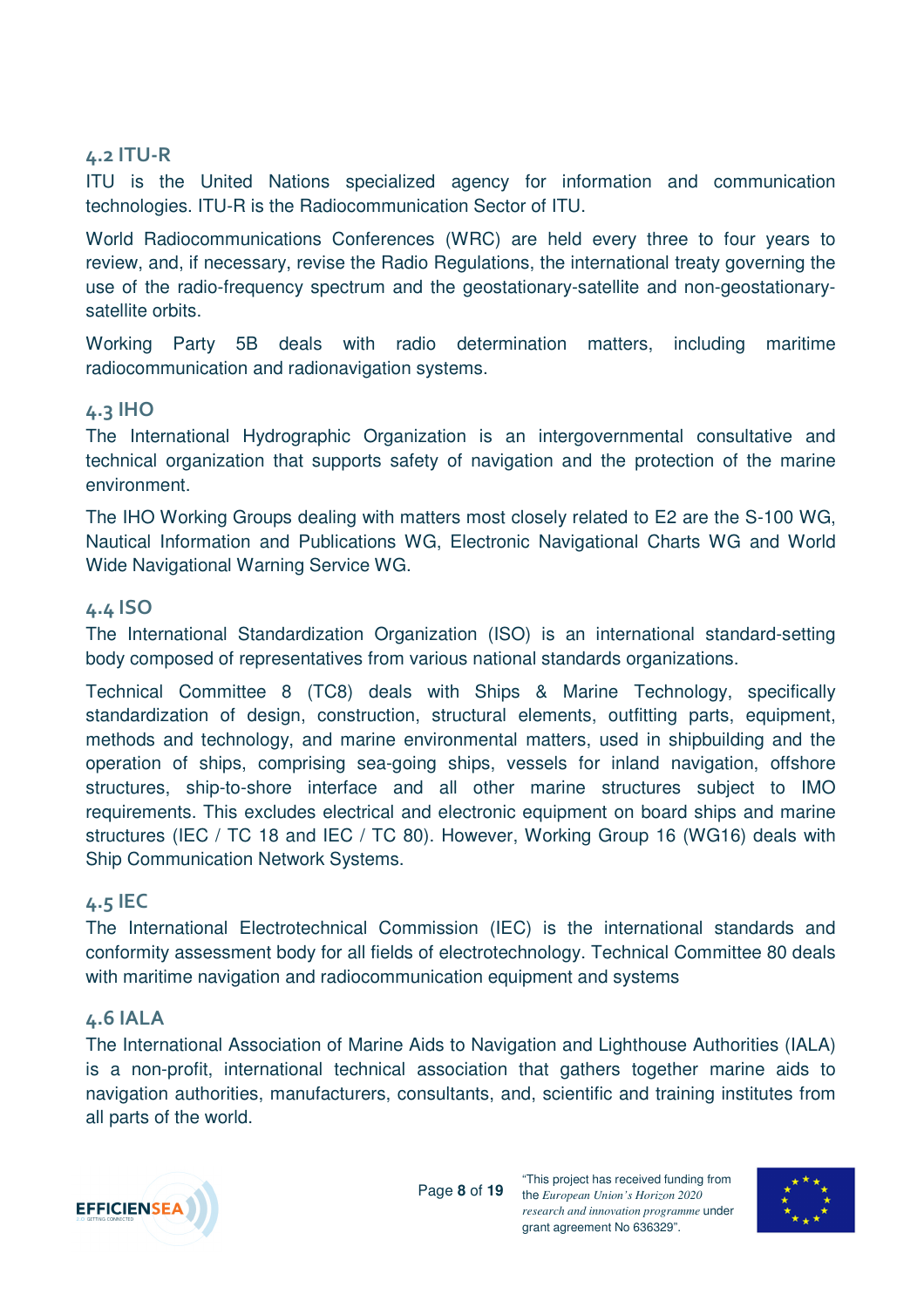## 4.2 ITU-R

ITU is the United Nations specialized agency for information and communication technologies. ITU-R is the Radiocommunication Sector of ITU.

World Radiocommunications Conferences (WRC) are held every three to four years to review, and, if necessary, revise the Radio Regulations, the international treaty governing the use of the radio-frequency spectrum and the geostationary-satellite and non-geostationary-satellite orbits.

Working Party 5B deals with radio determination matters, including maritime radiocommunication and radionavigation systems.

## 4.3 IHO

The International Hydrographic Organization is an intergovernmental consultative and technical organization that supports safety of navigation and the protection of the marine environment.

The IHO Working Groups dealing with matters most closely related to E2 are the S-100 WG, Nautical Information and Publications WG, Electronic Navigational Charts WG and World Wide Navigational Warning Service WG.

## 4.4 ISO

The International Standardization Organization (ISO) is an international standard-setting body composed of representatives from various national standards organizations.

Technical Committee 8 (TC8) deals with Ships & Marine Technology, specifically standardization of design, construction, structural elements, outfitting parts, equipment, methods and technology, and marine environmental matters, used in shipbuilding and the operation of ships, comprising sea-going ships, vessels for inland navigation, offshore structures, ship-to-shore interface and all other marine structures subject to IMO requirements. This excludes electrical and electronic equipment on board ships and marine structures (IEC / TC 18 and IEC / TC 80). However, Working Group 16 (WG16) deals with Ship Communication Network Systems.

## 4.5 IEC

The International Electrotechnical Commission (IEC) is the international standards and conformity assessment body for all fields of electrotechnology. Technical Committee 80 deals with maritime navigation and radiocommunication equipment and systems

## 4.6 IALA

The International Association of Marine Aids to Navigation and Lighthouse Authorities (IALA) is a non-profit, international technical association that gathers together marine aids to navigation authorities, manufacturers, consultants, and, scientific and training institutes from all parts of the world.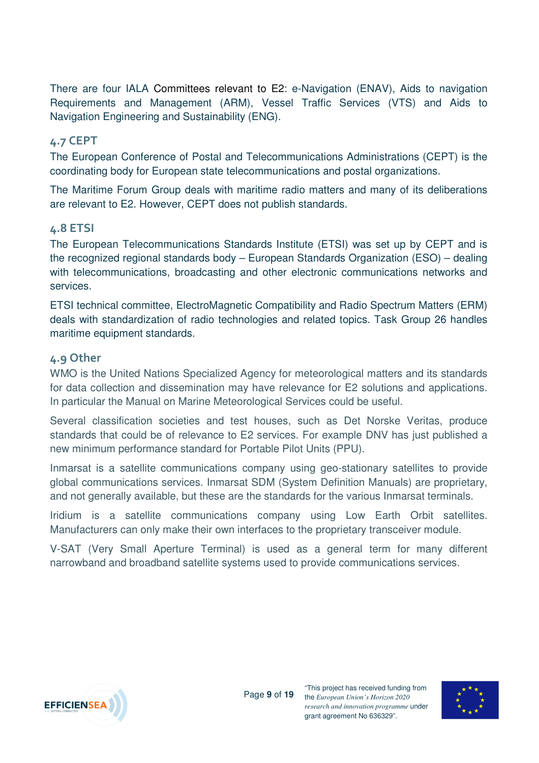There are four IALA Committees relevant to E2: e-Navigation (ENAV), Aids to navigation Requirements and Management (ARM), Vessel Traffic Services (VTS) and Aids to Navigation Engineering and Sustainability (ENG).

## 4.7 CEPT

The European Conference of Postal and Telecommunications Administrations (CEPT) is the coordinating body for European state telecommunications and postal organizations.

The Maritime Forum Group deals with maritime radio matters and many of its deliberations are relevant to E2. However, CEPT does not publish standards.

## 4.8 ETSI

The European Telecommunications Standards Institute (ETSI) was set up by CEPT and is the recognized regional standards body – European Standards Organization (ESO) – dealing with telecommunications, broadcasting and other electronic communications networks and services.

ETSI technical committee, ElectroMagnetic Compatibility and Radio Spectrum Matters (ERM) deals with standardization of radio technologies and related topics. Task Group 26 handles maritime equipment standards.

## 4.9 Other

WMO is the United Nations Specialized Agency for meteorological matters and its standards for data collection and dissemination may have relevance for E2 solutions and applications. In particular the Manual on Marine Meteorological Services could be useful.

Several classification societies and test houses, such as Det Norske Veritas, produce standards that could be of relevance to E2 services. For example DNV has just published a new minimum performance standard for Portable Pilot Units (PPU).

Inmarsat is a satellite communications company using geo-stationary satellites to provide global communications services. Inmarsat SDM (System Definition Manuals) are proprietary, and not generally available, but these are the standards for the various Inmarsat terminals.

Iridium is a satellite communications company using Low Earth Orbit satellites. Manufacturers can only make their own interfaces to the proprietary transceiver module.

V-SAT (Very Small Aperture Terminal) is used as a general term for many different narrowband and broadband satellite systems used to provide communications services.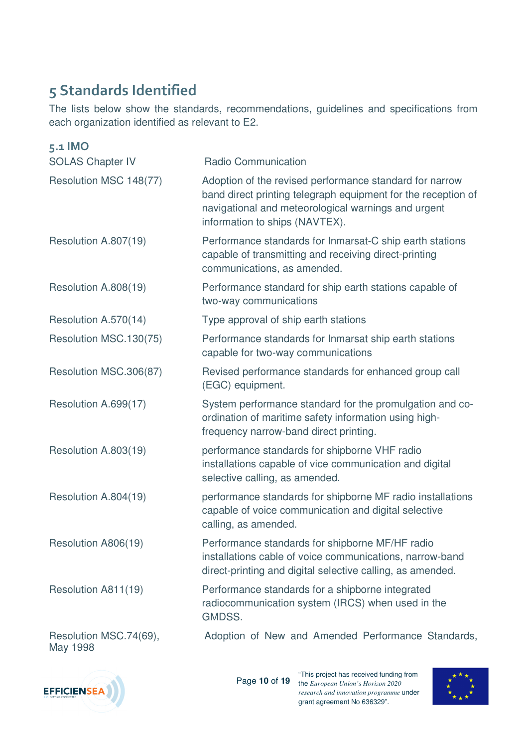# 5 Standards Identified

The lists below show the standards, recommendations, guidelines and specifications from each organization identified as relevant to E2.

## 5.1 IMO

| | |
|---|---|
| SOLAS Chapter IV | Radio Communication |
| Resolution MSC 148(77) | Adoption of the revised performance standard for narrow band direct printing telegraph equipment for the reception of navigational and meteorological warnings and urgent information to ships (NAVTEX). |
| Resolution A.807(19) | Performance standards for Inmarsat-C ship earth stations capable of transmitting and receiving direct-printing communications, as amended. |
| Resolution A.808(19) | Performance standard for ship earth stations capable of two-way communications |
| Resolution A.570(14) | Type approval of ship earth stations |
| Resolution MSC.130(75) | Performance standards for Inmarsat ship earth stations capable for two-way communications |
| Resolution MSC.306(87) | Revised performance standards for enhanced group call (EGC) equipment. |
| Resolution A.699(17) | System performance standard for the promulgation and co-ordination of maritime safety information using high-frequency narrow-band direct printing. |
| Resolution A.803(19) | performance standards for shipborne VHF radio installations capable of vice communication and digital selective calling, as amended. |
| Resolution A.804(19) | performance standards for shipborne MF radio installations capable of voice communication and digital selective calling, as amended. |
| Resolution A806(19) | Performance standards for shipborne MF/HF radio installations cable of voice communications, narrow-band direct-printing and digital selective calling, as amended. |
| Resolution A811(19) | Performance standards for a shipborne integrated radiocommunication system (IRCS) when used in the GMDSS. |
| Resolution MSC.74(69), May 1998 | Adoption of New and Amended Performance Standards, |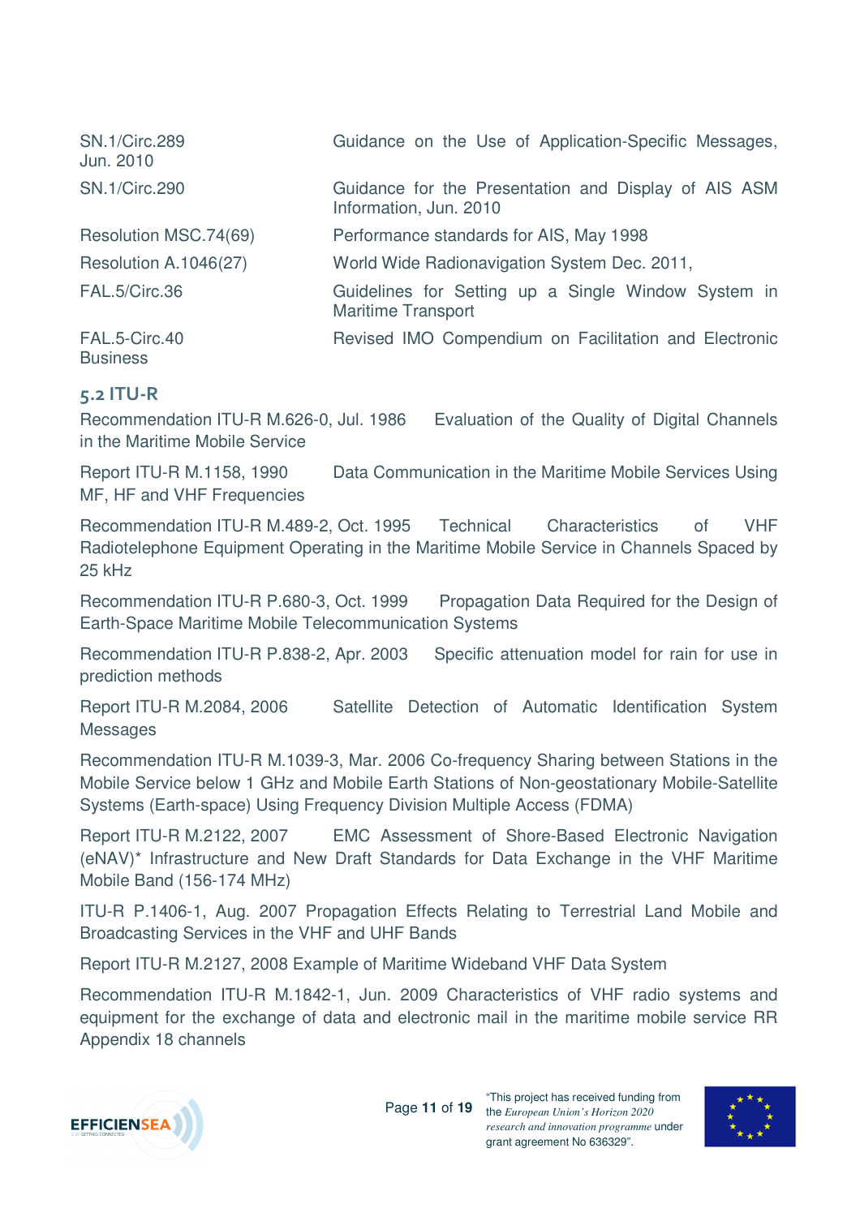| | |
|---|---|
| SN.1/Circ.289 Jun. 2010 | Guidance on the Use of Application-Specific Messages, |
| SN.1/Circ.290 | Guidance for the Presentation and Display of AIS ASM Information, Jun. 2010 |
| Resolution MSC.74(69) | Performance standards for AIS, May 1998 |
| Resolution A.1046(27) | World Wide Radionavigation System Dec. 2011, |
| FAL.5/Circ.36 | Guidelines for Setting up a Single Window System in Maritime Transport |
| FAL.5-Circ.40 Business | Revised IMO Compendium on Facilitation and Electronic |

## 5.2 ITU-R

Recommendation ITU-R M.626-0, Jul. 1986 Evaluation of the Quality of Digital Channels in the Maritime Mobile Service

Report ITU-R M.1158, 1990 Data Communication in the Maritime Mobile Services Using MF, HF and VHF Frequencies

Recommendation ITU-R M.489-2, Oct. 1995 Technical Characteristics of VHF Radiotelephone Equipment Operating in the Maritime Mobile Service in Channels Spaced by 25 kHz

Recommendation ITU-R P.680-3, Oct. 1999 Propagation Data Required for the Design of Earth-Space Maritime Mobile Telecommunication Systems

Recommendation ITU-R P.838-2, Apr. 2003 Specific attenuation model for rain for use in prediction methods

Report ITU-R M.2084, 2006 Satellite Detection of Automatic Identification System Messages

Recommendation ITU-R M.1039-3, Mar. 2006 Co-frequency Sharing between Stations in the Mobile Service below 1 GHz and Mobile Earth Stations of Non-geostationary Mobile-Satellite Systems (Earth-space) Using Frequency Division Multiple Access (FDMA)

Report ITU-R M.2122, 2007 EMC Assessment of Shore-Based Electronic Navigation (eNAV)* Infrastructure and New Draft Standards for Data Exchange in the VHF Maritime Mobile Band (156-174 MHz)

ITU-R P.1406-1, Aug. 2007 Propagation Effects Relating to Terrestrial Land Mobile and Broadcasting Services in the VHF and UHF Bands

Report ITU-R M.2127, 2008 Example of Maritime Wideband VHF Data System

Recommendation ITU-R M.1842-1, Jun. 2009 Characteristics of VHF radio systems and equipment for the exchange of data and electronic mail in the maritime mobile service RR Appendix 18 channels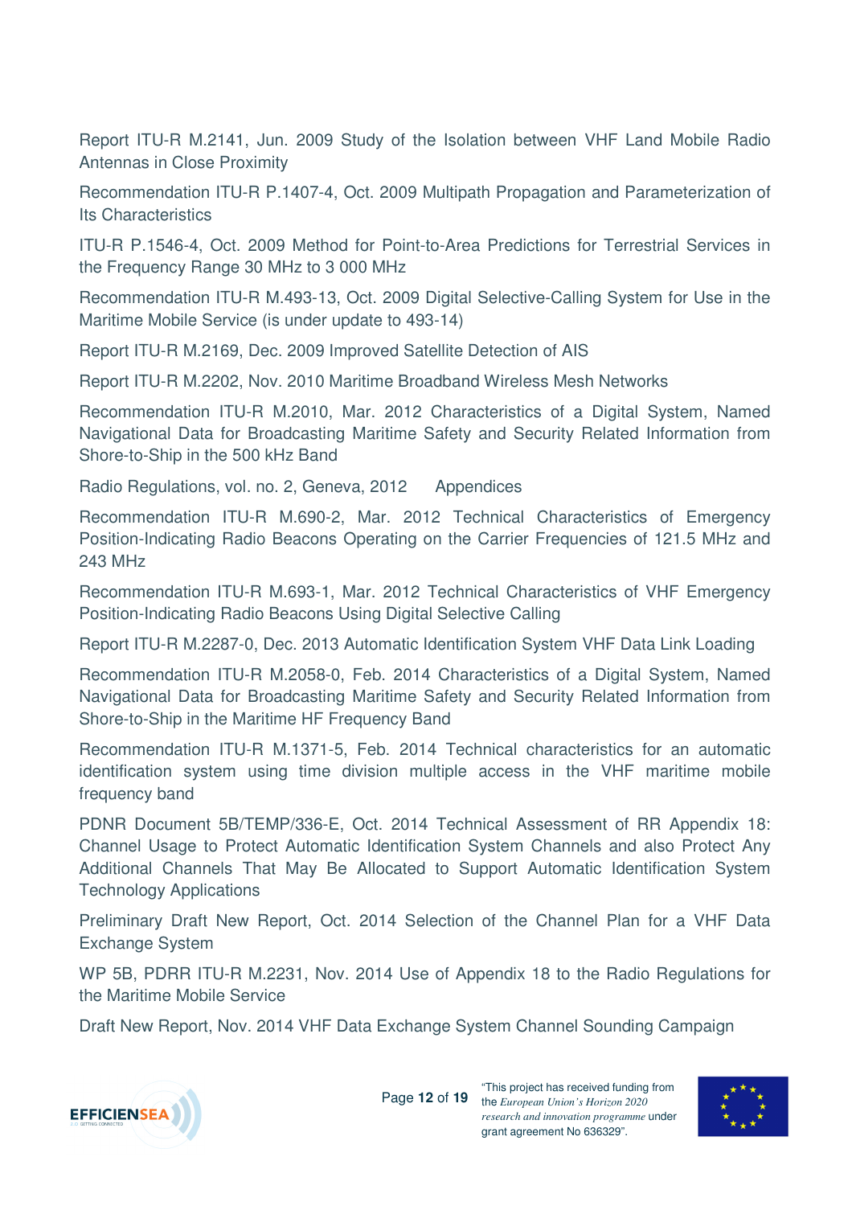Report ITU-R M.2141, Jun. 2009 Study of the Isolation between VHF Land Mobile Radio Antennas in Close Proximity

Recommendation ITU-R P.1407-4, Oct. 2009 Multipath Propagation and Parameterization of Its Characteristics

ITU-R P.1546-4, Oct. 2009 Method for Point-to-Area Predictions for Terrestrial Services in the Frequency Range 30 MHz to 3 000 MHz

Recommendation ITU-R M.493-13, Oct. 2009 Digital Selective-Calling System for Use in the Maritime Mobile Service (is under update to 493-14)

Report ITU-R M.2169, Dec. 2009 Improved Satellite Detection of AIS

Report ITU-R M.2202, Nov. 2010 Maritime Broadband Wireless Mesh Networks

Recommendation ITU-R M.2010, Mar. 2012 Characteristics of a Digital System, Named Navigational Data for Broadcasting Maritime Safety and Security Related Information from Shore-to-Ship in the 500 kHz Band

Radio Regulations, vol. no. 2, Geneva, 2012 Appendices

Recommendation ITU-R M.690-2, Mar. 2012 Technical Characteristics of Emergency Position-Indicating Radio Beacons Operating on the Carrier Frequencies of 121.5 MHz and 243 MHz

Recommendation ITU-R M.693-1, Mar. 2012 Technical Characteristics of VHF Emergency Position-Indicating Radio Beacons Using Digital Selective Calling

Report ITU-R M.2287-0, Dec. 2013 Automatic Identification System VHF Data Link Loading

Recommendation ITU-R M.2058-0, Feb. 2014 Characteristics of a Digital System, Named Navigational Data for Broadcasting Maritime Safety and Security Related Information from Shore-to-Ship in the Maritime HF Frequency Band

Recommendation ITU-R M.1371-5, Feb. 2014 Technical characteristics for an automatic identification system using time division multiple access in the VHF maritime mobile frequency band

PDNR Document 5B/TEMP/336-E, Oct. 2014 Technical Assessment of RR Appendix 18: Channel Usage to Protect Automatic Identification System Channels and also Protect Any Additional Channels That May Be Allocated to Support Automatic Identification System Technology Applications

Preliminary Draft New Report, Oct. 2014 Selection of the Channel Plan for a VHF Data Exchange System

WP 5B, PDRR ITU-R M.2231, Nov. 2014 Use of Appendix 18 to the Radio Regulations for the Maritime Mobile Service

Draft New Report, Nov. 2014 VHF Data Exchange System Channel Sounding Campaign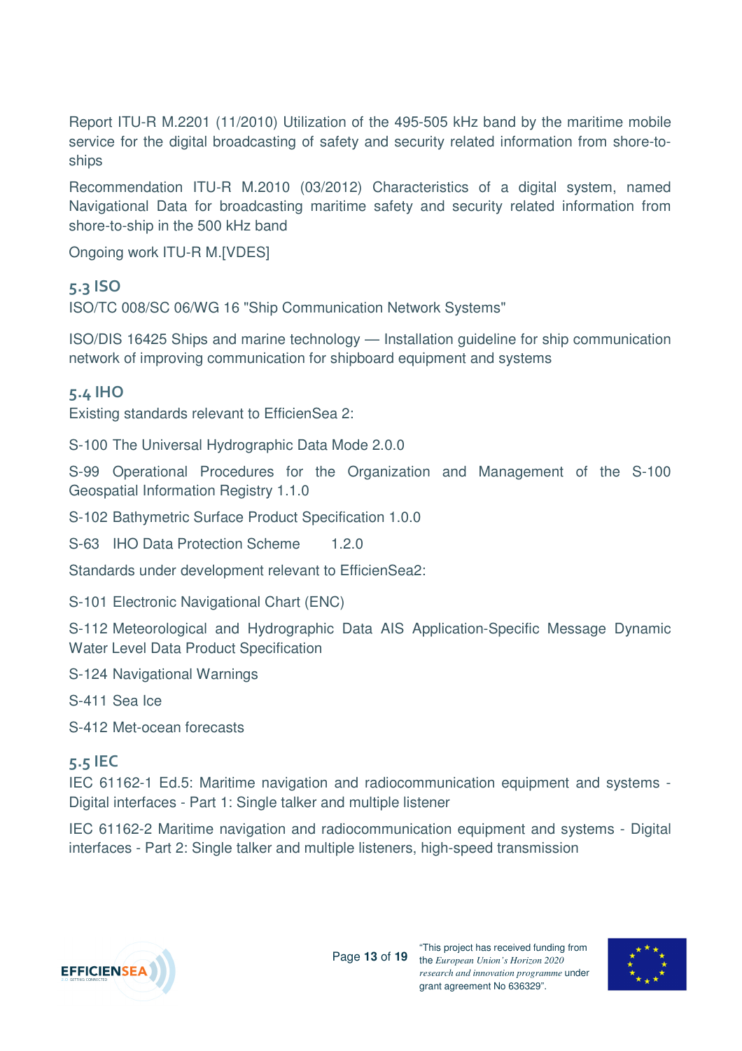Report ITU-R M.2201 (11/2010) Utilization of the 495-505 kHz band by the maritime mobile service for the digital broadcasting of safety and security related information from shore-to-ships

Recommendation ITU-R M.2010 (03/2012) Characteristics of a digital system, named Navigational Data for broadcasting maritime safety and security related information from shore-to-ship in the 500 kHz band

Ongoing work ITU-R M.[VDES]

## 5.3 ISO

ISO/TC 008/SC 06/WG 16 "Ship Communication Network Systems"

ISO/DIS 16425 Ships and marine technology — Installation guideline for ship communication network of improving communication for shipboard equipment and systems

## 5.4 IHO

Existing standards relevant to EfficienSea 2:

S-100 The Universal Hydrographic Data Mode 2.0.0

S-99 Operational Procedures for the Organization and Management of the S-100 Geospatial Information Registry 1.1.0

S-102 Bathymetric Surface Product Specification 1.0.0

S-63 IHO Data Protection Scheme 1.2.0

Standards under development relevant to EfficienSea2:

S-101 Electronic Navigational Chart (ENC)

S-112 Meteorological and Hydrographic Data AIS Application-Specific Message Dynamic Water Level Data Product Specification

S-124 Navigational Warnings

S-411 Sea Ice

S-412 Met-ocean forecasts

## 5.5 IEC

IEC 61162-1 Ed.5: Maritime navigation and radiocommunication equipment and systems - Digital interfaces - Part 1: Single talker and multiple listener

IEC 61162-2 Maritime navigation and radiocommunication equipment and systems - Digital interfaces - Part 2: Single talker and multiple listeners, high-speed transmission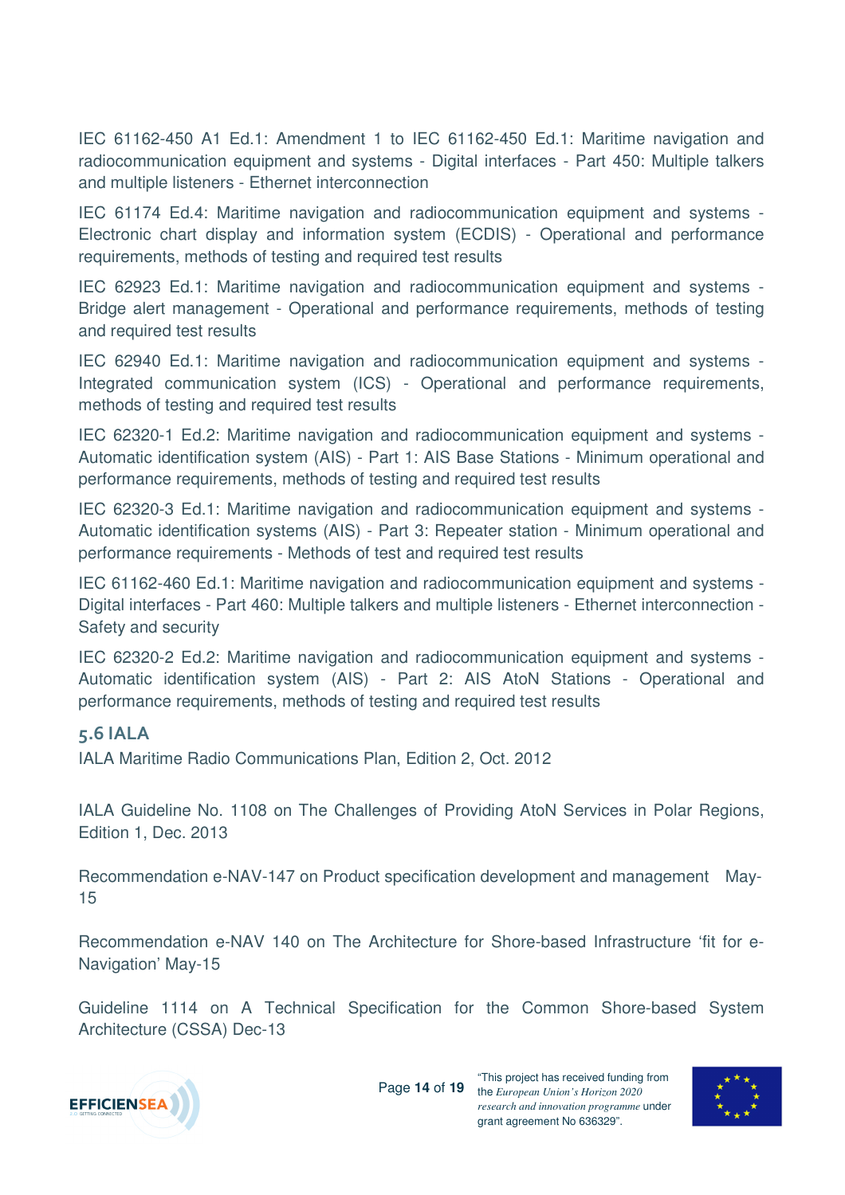IEC 61162-450 A1 Ed.1: Amendment 1 to IEC 61162-450 Ed.1: Maritime navigation and radiocommunication equipment and systems - Digital interfaces - Part 450: Multiple talkers and multiple listeners - Ethernet interconnection

IEC 61174 Ed.4: Maritime navigation and radiocommunication equipment and systems - Electronic chart display and information system (ECDIS) - Operational and performance requirements, methods of testing and required test results

IEC 62923 Ed.1: Maritime navigation and radiocommunication equipment and systems - Bridge alert management - Operational and performance requirements, methods of testing and required test results

IEC 62940 Ed.1: Maritime navigation and radiocommunication equipment and systems - Integrated communication system (ICS) - Operational and performance requirements, methods of testing and required test results

IEC 62320-1 Ed.2: Maritime navigation and radiocommunication equipment and systems - Automatic identification system (AIS) - Part 1: AIS Base Stations - Minimum operational and performance requirements, methods of testing and required test results

IEC 62320-3 Ed.1: Maritime navigation and radiocommunication equipment and systems - Automatic identification systems (AIS) - Part 3: Repeater station - Minimum operational and performance requirements - Methods of test and required test results

IEC 61162-460 Ed.1: Maritime navigation and radiocommunication equipment and systems - Digital interfaces - Part 460: Multiple talkers and multiple listeners - Ethernet interconnection - Safety and security

IEC 62320-2 Ed.2: Maritime navigation and radiocommunication equipment and systems - Automatic identification system (AIS) - Part 2: AIS AtoN Stations - Operational and performance requirements, methods of testing and required test results

## 5.6 IALA

IALA Maritime Radio Communications Plan, Edition 2, Oct. 2012

IALA Guideline No. 1108 on The Challenges of Providing AtoN Services in Polar Regions, Edition 1, Dec. 2013

Recommendation e-NAV-147 on Product specification development and management May-15

Recommendation e-NAV 140 on The Architecture for Shore-based Infrastructure 'fit for e-Navigation' May-15

Guideline 1114 on A Technical Specification for the Common Shore-based System Architecture (CSSA) Dec-13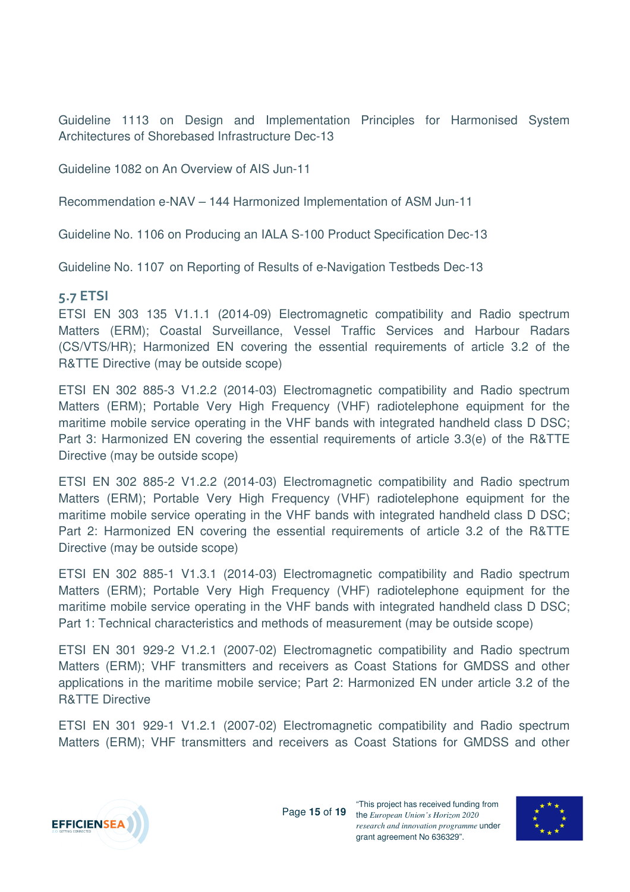Guideline 1113 on Design and Implementation Principles for Harmonised System Architectures of Shorebased Infrastructure Dec-13

Guideline 1082 on An Overview of AIS Jun-11

Recommendation e-NAV – 144 Harmonized Implementation of ASM Jun-11

Guideline No. 1106 on Producing an IALA S-100 Product Specification Dec-13

Guideline No. 1107 on Reporting of Results of e-Navigation Testbeds Dec-13

## 5.7 ETSI

ETSI EN 303 135 V1.1.1 (2014-09) Electromagnetic compatibility and Radio spectrum Matters (ERM); Coastal Surveillance, Vessel Traffic Services and Harbour Radars (CS/VTS/HR); Harmonized EN covering the essential requirements of article 3.2 of the R&TTE Directive (may be outside scope)

ETSI EN 302 885-3 V1.2.2 (2014-03) Electromagnetic compatibility and Radio spectrum Matters (ERM); Portable Very High Frequency (VHF) radiotelephone equipment for the maritime mobile service operating in the VHF bands with integrated handheld class D DSC; Part 3: Harmonized EN covering the essential requirements of article 3.3(e) of the R&TTE Directive (may be outside scope)

ETSI EN 302 885-2 V1.2.2 (2014-03) Electromagnetic compatibility and Radio spectrum Matters (ERM); Portable Very High Frequency (VHF) radiotelephone equipment for the maritime mobile service operating in the VHF bands with integrated handheld class D DSC; Part 2: Harmonized EN covering the essential requirements of article 3.2 of the R&TTE Directive (may be outside scope)

ETSI EN 302 885-1 V1.3.1 (2014-03) Electromagnetic compatibility and Radio spectrum Matters (ERM); Portable Very High Frequency (VHF) radiotelephone equipment for the maritime mobile service operating in the VHF bands with integrated handheld class D DSC; Part 1: Technical characteristics and methods of measurement (may be outside scope)

ETSI EN 301 929-2 V1.2.1 (2007-02) Electromagnetic compatibility and Radio spectrum Matters (ERM); VHF transmitters and receivers as Coast Stations for GMDSS and other applications in the maritime mobile service; Part 2: Harmonized EN under article 3.2 of the R&TTE Directive

ETSI EN 301 929-1 V1.2.1 (2007-02) Electromagnetic compatibility and Radio spectrum Matters (ERM); VHF transmitters and receivers as Coast Stations for GMDSS and other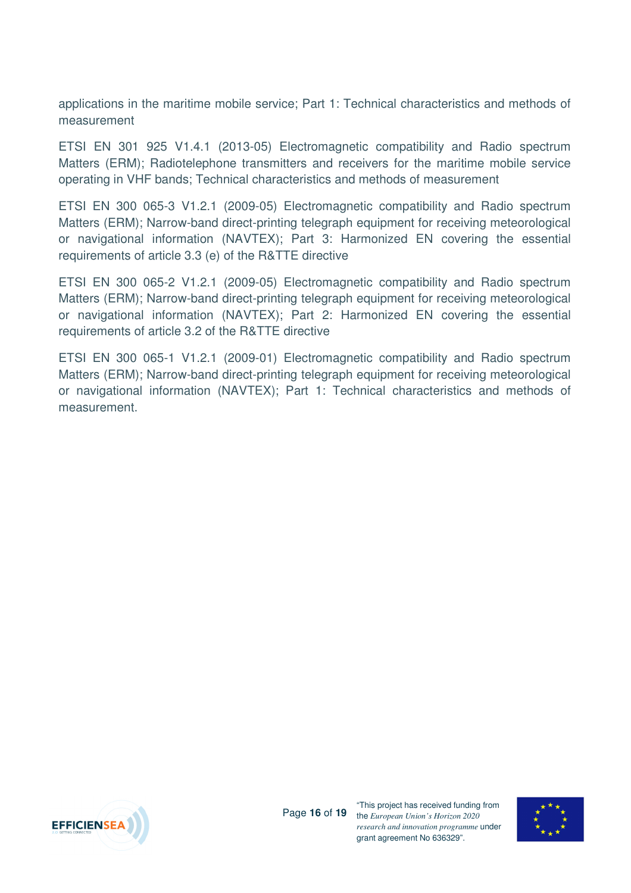applications in the maritime mobile service; Part 1: Technical characteristics and methods of measurement

ETSI EN 301 925 V1.4.1 (2013-05) Electromagnetic compatibility and Radio spectrum Matters (ERM); Radiotelephone transmitters and receivers for the maritime mobile service operating in VHF bands; Technical characteristics and methods of measurement

ETSI EN 300 065-3 V1.2.1 (2009-05) Electromagnetic compatibility and Radio spectrum Matters (ERM); Narrow-band direct-printing telegraph equipment for receiving meteorological or navigational information (NAVTEX); Part 3: Harmonized EN covering the essential requirements of article 3.3 (e) of the R&TTE directive

ETSI EN 300 065-2 V1.2.1 (2009-05) Electromagnetic compatibility and Radio spectrum Matters (ERM); Narrow-band direct-printing telegraph equipment for receiving meteorological or navigational information (NAVTEX); Part 2: Harmonized EN covering the essential requirements of article 3.2 of the R&TTE directive

ETSI EN 300 065-1 V1.2.1 (2009-01) Electromagnetic compatibility and Radio spectrum Matters (ERM); Narrow-band direct-printing telegraph equipment for receiving meteorological or navigational information (NAVTEX); Part 1: Technical characteristics and methods of measurement.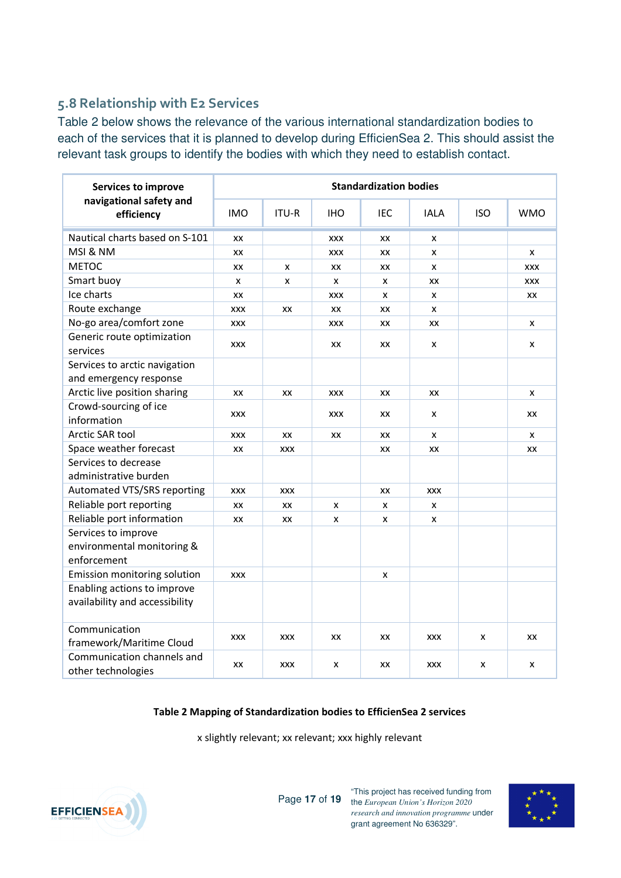## 5.8 Relationship with E2 Services

Table 2 below shows the relevance of the various international standardization bodies to each of the services that it is planned to develop during EfficienSea 2. This should assist the relevant task groups to identify the bodies with which they need to establish contact.

| Services to improve navigational safety and efficiency | Standardization bodies | | | | | | |
|---|---|---|---|---|---|---|---|
| | IMO | ITU-R | IHO | IEC | IALA | ISO | WMO |
| Nautical charts based on S-101 | xx | | xxx | xx | x | | |
| MSI & NM | xx | | xxx | xx | x | | x |
| METOC | xx | x | xx | xx | x | | xxx |
| Smart buoy | x | x | x | x | xx | | xxx |
| Ice charts | xx | | xxx | x | x | | xx |
| Route exchange | xxx | xx | xx | xx | x | | |
| No-go area/comfort zone | xxx | | xxx | xx | xx | | x |
| Generic route optimization services | xxx | | xx | xx | x | | x |
| Services to arctic navigation and emergency response | | | | | | | |
| Arctic live position sharing | xx | xx | xxx | xx | xx | | x |
| Crowd-sourcing of ice information | xxx | | xxx | xx | x | | xx |
| Arctic SAR tool | xxx | xx | xx | xx | x | | x |
| Space weather forecast | xx | xxx | | xx | xx | | xx |
| Services to decrease administrative burden | | | | | | | |
| Automated VTS/SRS reporting | xxx | xxx | | xx | xxx | | |
| Reliable port reporting | xx | xx | x | x | x | | |
| Reliable port information | xx | xx | x | x | x | | |
| Services to improve environmental monitoring & enforcement | | | | | | | |
| Emission monitoring solution | xxx | | | x | | | |
| Enabling actions to improve availability and accessibility | | | | | | | |
| Communication framework/Maritime Cloud | xxx | xxx | xx | xx | xxx | x | xx |
| Communication channels and other technologies | xx | xxx | x | xx | xxx | x | x |

**Table 2 Mapping of Standardization bodies to EfficienSea 2 services**

x slightly relevant; xx relevant; xxx highly relevant

"This project has received funding from the *European Union's Horizon 2020 research and innovation programme* under grant agreement No 636329".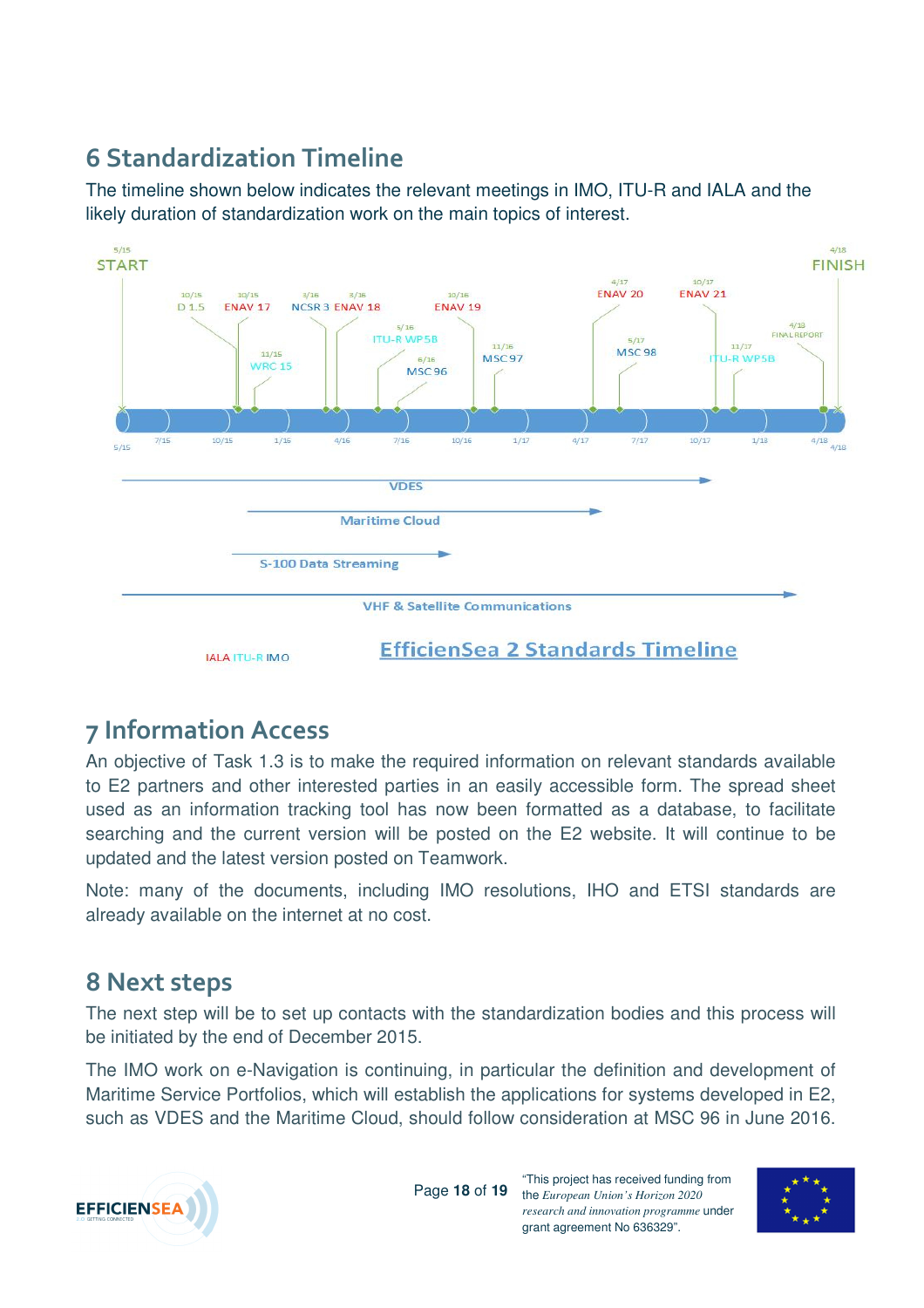# 6 Standardization Timeline

The timeline shown below indicates the relevant meetings in IMO, ITU-R and IALA and the likely duration of standardization work on the main topics of interest.

START 5/15

10/15 D 1.5
10/15 ENAV 17
11/15 WRC 15
3/16 NCSR 3
3/16 ENAV 18
5/16 ITU-R WP5B
6/16 MSC 96
10/16 ENAV 19
11/16 MSC 97
4/17 ENAV 20
5/17 MSC 98
10/17 ENAV 21
11/17 ITU-R WP5B
4/18 FINAL REPORT

FINISH 4/18

5/15 7/15 10/15 1/16 4/16 7/16 10/16 1/17 4/17 7/17 10/17 1/18 4/18 4/18

VDES

Maritime Cloud

S-100 Data Streaming

VHF & Satellite Communications

IALA ITU-R IMO

EfficienSea 2 Standards Timeline

# 7 Information Access

An objective of Task 1.3 is to make the required information on relevant standards available to E2 partners and other interested parties in an easily accessible form. The spread sheet used as an information tracking tool has now been formatted as a database, to facilitate searching and the current version will be posted on the E2 website. It will continue to be updated and the latest version posted on Teamwork.

Note: many of the documents, including IMO resolutions, IHO and ETSI standards are already available on the internet at no cost.

# 8 Next steps

The next step will be to set up contacts with the standardization bodies and this process will be initiated by the end of December 2015.

The IMO work on e-Navigation is continuing, in particular the definition and development of Maritime Service Portfolios, which will establish the applications for systems developed in E2, such as VDES and the Maritime Cloud, should follow consideration at MSC 96 in June 2016.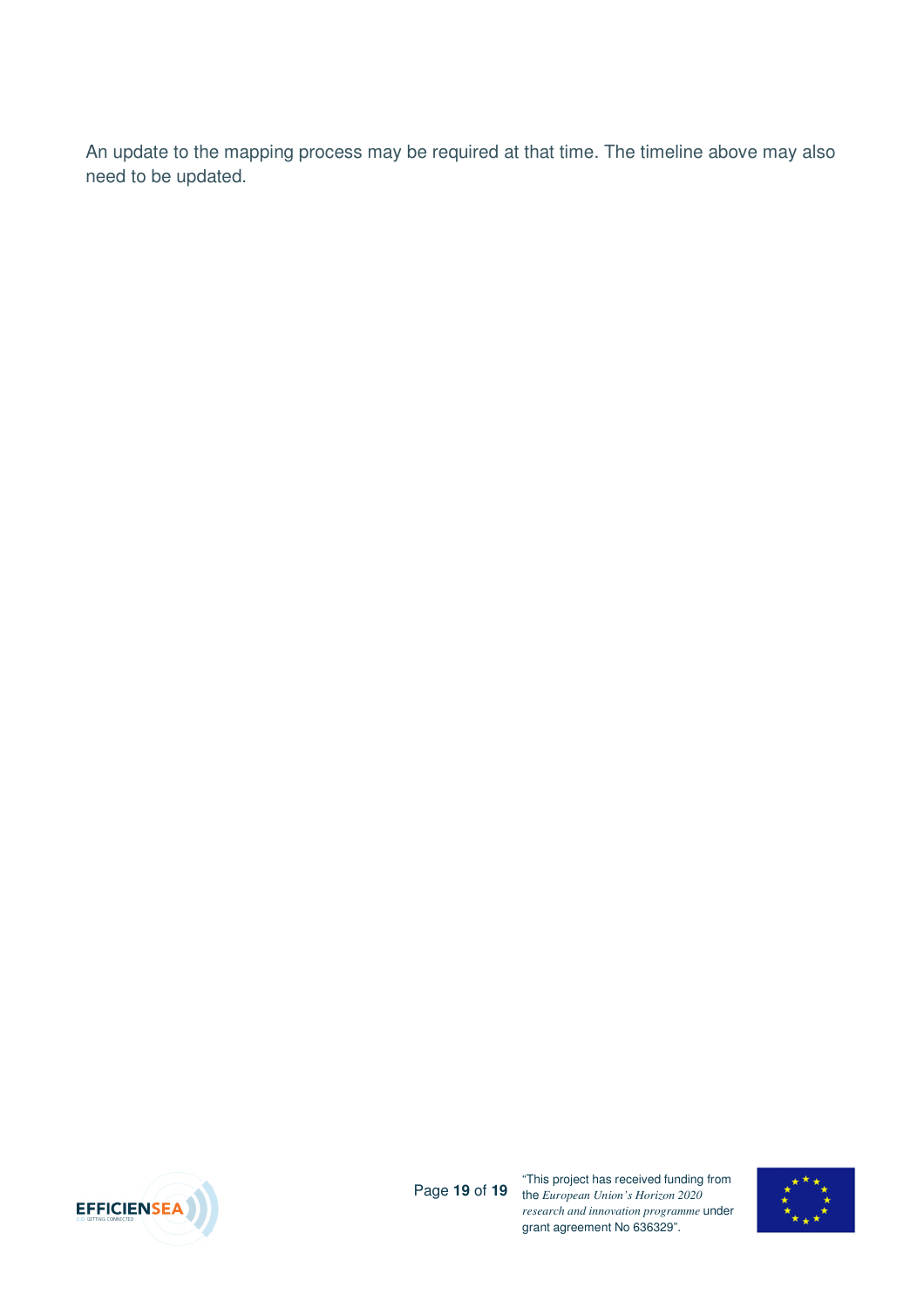An update to the mapping process may be required at that time. The timeline above may also need to be updated.